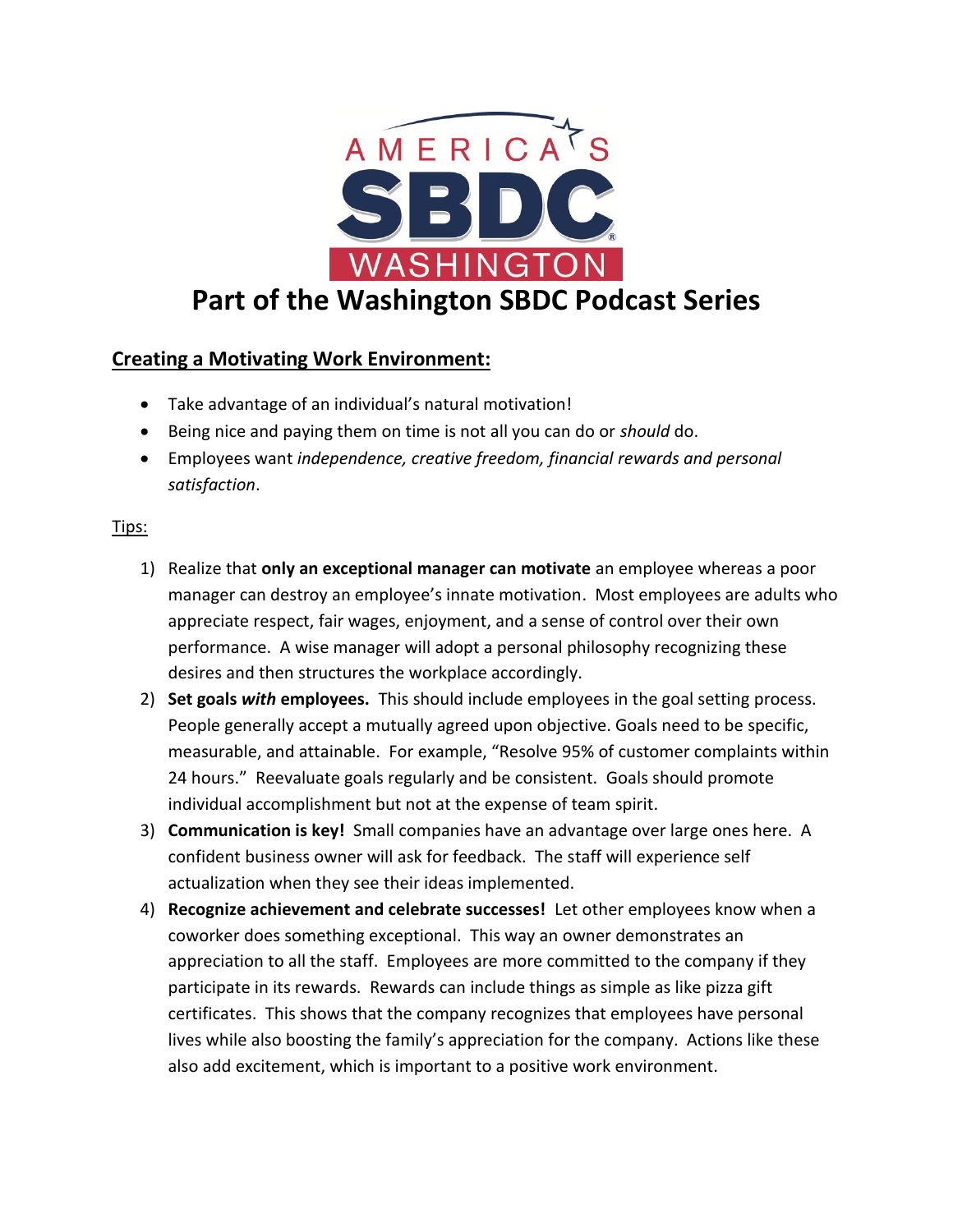# Part of the Washington SBDC Podcast Series

## Creating a Motivating Work Environment:

- Take advantage of an individual's natural motivation!
- Being nice and paying them on time is not all you can do or *should* do.
- Employees want *independence, creative freedom, financial rewards and personal satisfaction*.

Tips:

1) Realize that **only an exceptional manager can motivate** an employee whereas a poor manager can destroy an employee's innate motivation. Most employees are adults who appreciate respect, fair wages, enjoyment, and a sense of control over their own performance. A wise manager will adopt a personal philosophy recognizing these desires and then structures the workplace accordingly.
2) **Set goals *with* employees.** This should include employees in the goal setting process. People generally accept a mutually agreed upon objective. Goals need to be specific, measurable, and attainable. For example, "Resolve 95% of customer complaints within 24 hours." Reevaluate goals regularly and be consistent. Goals should promote individual accomplishment but not at the expense of team spirit.
3) **Communication is key!** Small companies have an advantage over large ones here. A confident business owner will ask for feedback. The staff will experience self actualization when they see their ideas implemented.
4) **Recognize achievement and celebrate successes!** Let other employees know when a coworker does something exceptional. This way an owner demonstrates an appreciation to all the staff. Employees are more committed to the company if they participate in its rewards. Rewards can include things as simple as like pizza gift certificates. This shows that the company recognizes that employees have personal lives while also boosting the family's appreciation for the company. Actions like these also add excitement, which is important to a positive work environment.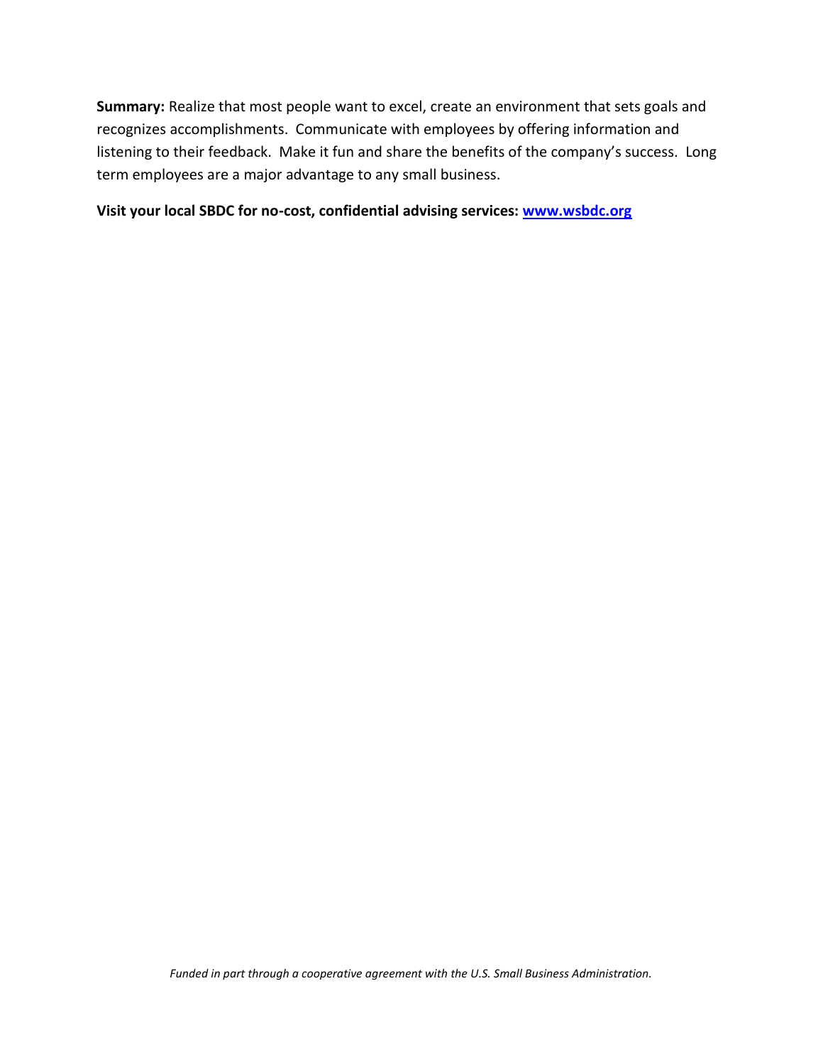**Summary:** Realize that most people want to excel, create an environment that sets goals and recognizes accomplishments. Communicate with employees by offering information and listening to their feedback. Make it fun and share the benefits of the company's success. Long term employees are a major advantage to any small business.

**Visit your local SBDC for no-cost, confidential advising services: [www.wsbdc.org](http://www.wsbdc.org)**

*Funded in part through a cooperative agreement with the U.S. Small Business Administration.*